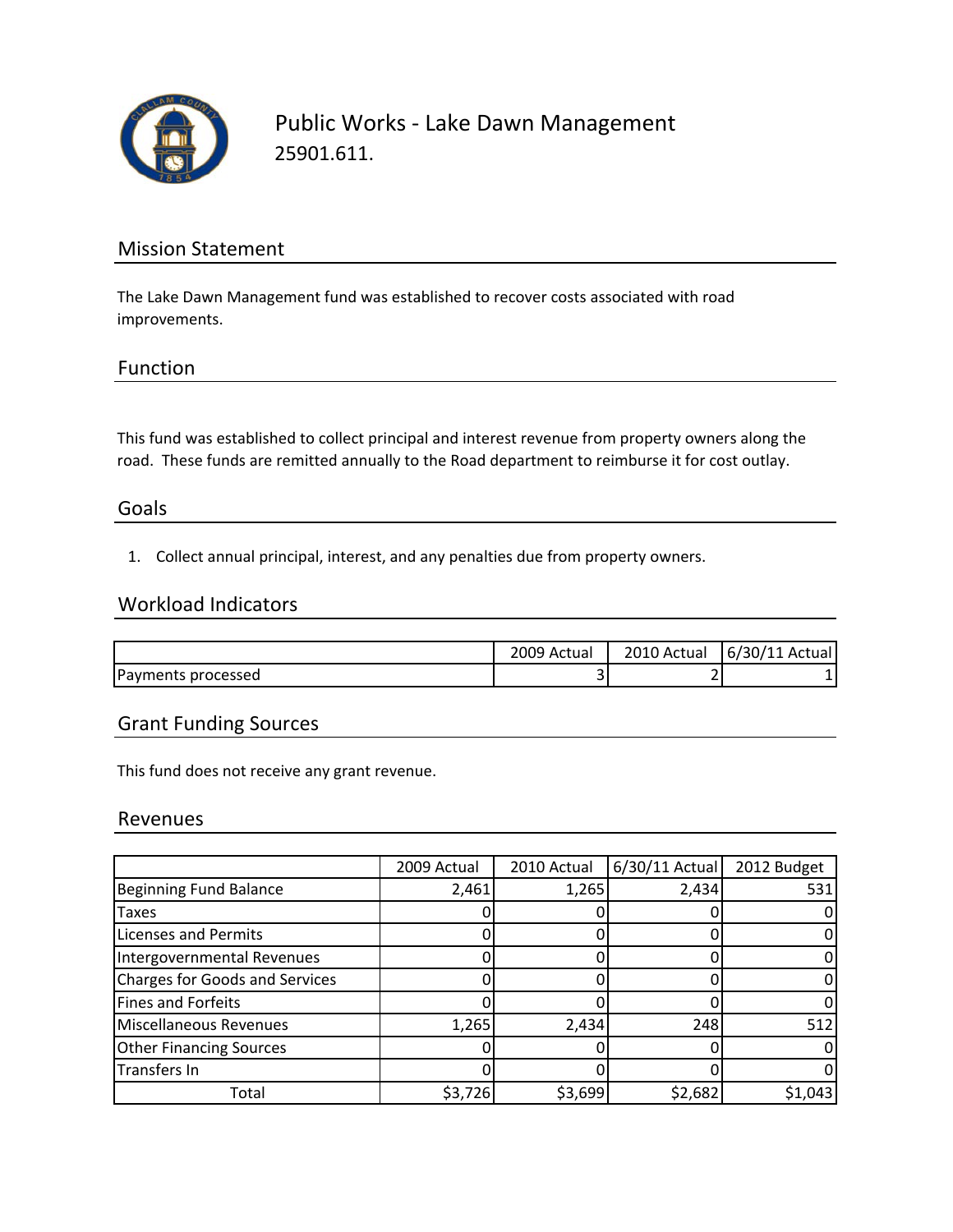# Public Works - Lake Dawn Management

25901.611.

## Mission Statement

The Lake Dawn Management fund was established to recover costs associated with road improvements.

## Function

This fund was established to collect principal and interest revenue from property owners along the road. These funds are remitted annually to the Road department to reimburse it for cost outlay.

## Goals

1. Collect annual principal, interest, and any penalties due from property owners.

## Workload Indicators

| | 2009 Actual | 2010 Actual | 6/30/11 Actual |
|---|---|---|---|
| Payments processed | 3 | 2 | 1 |

## Grant Funding Sources

This fund does not receive any grant revenue.

## Revenues

| | 2009 Actual | 2010 Actual | 6/30/11 Actual | 2012 Budget |
|---|---|---|---|---|
| Beginning Fund Balance | 2,461 | 1,265 | 2,434 | 531 |
| Taxes | 0 | 0 | 0 | 0 |
| Licenses and Permits | 0 | 0 | 0 | 0 |
| Intergovernmental Revenues | 0 | 0 | 0 | 0 |
| Charges for Goods and Services | 0 | 0 | 0 | 0 |
| Fines and Forfeits | 0 | 0 | 0 | 0 |
| Miscellaneous Revenues | 1,265 | 2,434 | 248 | 512 |
| Other Financing Sources | 0 | 0 | 0 | 0 |
| Transfers In | 0 | 0 | 0 | 0 |
| Total | $3,726 | $3,699 | $2,682 | $1,043 |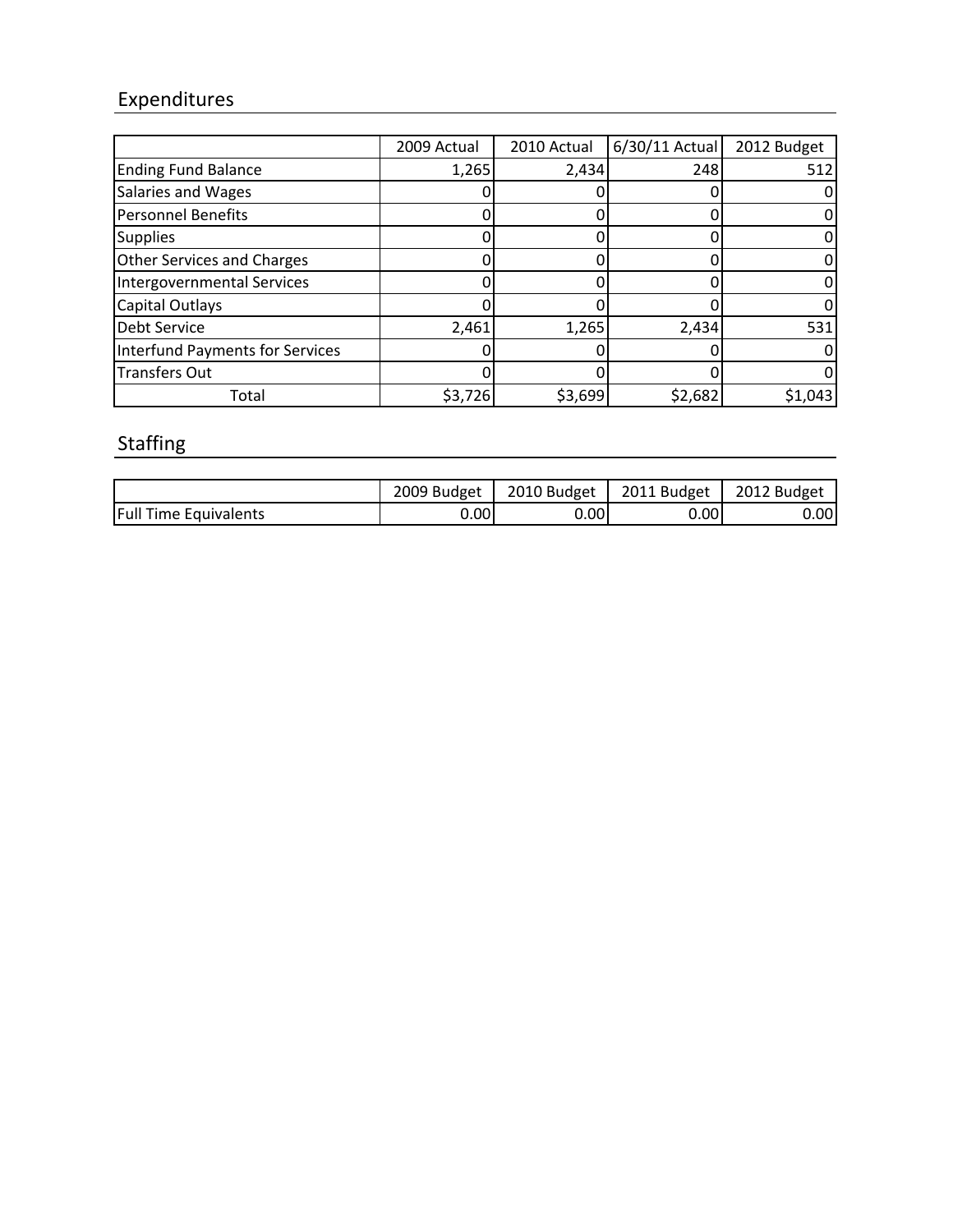## Expenditures

| | 2009 Actual | 2010 Actual | 6/30/11 Actual | 2012 Budget |
|---|---|---|---|---|
| Ending Fund Balance | 1,265 | 2,434 | 248 | 512 |
| Salaries and Wages | 0 | 0 | 0 | 0 |
| Personnel Benefits | 0 | 0 | 0 | 0 |
| Supplies | 0 | 0 | 0 | 0 |
| Other Services and Charges | 0 | 0 | 0 | 0 |
| Intergovernmental Services | 0 | 0 | 0 | 0 |
| Capital Outlays | 0 | 0 | 0 | 0 |
| Debt Service | 2,461 | 1,265 | 2,434 | 531 |
| Interfund Payments for Services | 0 | 0 | 0 | 0 |
| Transfers Out | 0 | 0 | 0 | 0 |
| Total | $3,726 | $3,699 | $2,682 | $1,043 |

## Staffing

| | 2009 Budget | 2010 Budget | 2011 Budget | 2012 Budget |
|---|---|---|---|---|
| Full Time Equivalents | 0.00 | 0.00 | 0.00 | 0.00 |